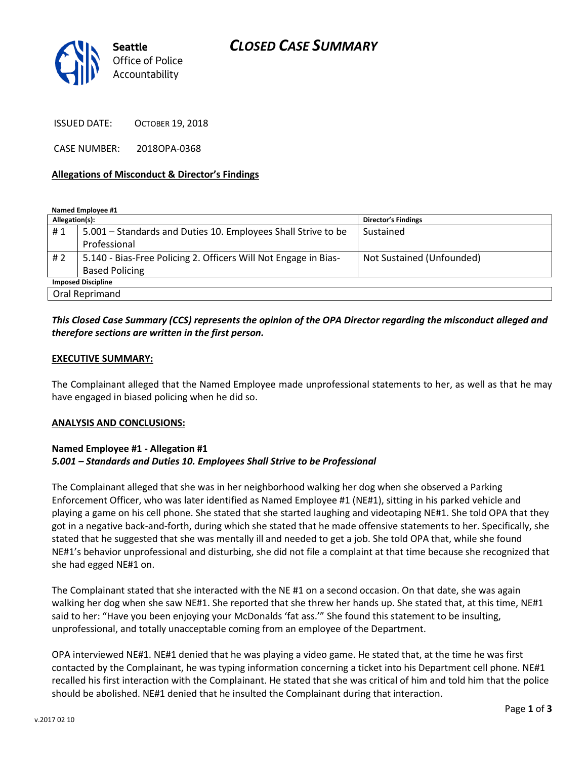Seattle Office of Police Accountability

# CLOSED CASE SUMMARY

ISSUED DATE: OCTOBER 19, 2018

CASE NUMBER: 2018OPA-0368

**Allegations of Misconduct & Director's Findings**

**Named Employee #1**

| Allegation(s): | | Director's Findings |
|---|---|---|
| # 1 | 5.001 – Standards and Duties 10. Employees Shall Strive to be Professional | Sustained |
| # 2 | 5.140 - Bias-Free Policing 2. Officers Will Not Engage in Bias-Based Policing | Not Sustained (Unfounded) |
| **Imposed Discipline** | | |
| Oral Reprimand | | |

***This Closed Case Summary (CCS) represents the opinion of the OPA Director regarding the misconduct alleged and therefore sections are written in the first person.***

**EXECUTIVE SUMMARY:**

The Complainant alleged that the Named Employee made unprofessional statements to her, as well as that he may have engaged in biased policing when he did so.

**ANALYSIS AND CONCLUSIONS:**

**Named Employee #1 - Allegation #1**
***5.001 – Standards and Duties 10. Employees Shall Strive to be Professional***

The Complainant alleged that she was in her neighborhood walking her dog when she observed a Parking Enforcement Officer, who was later identified as Named Employee #1 (NE#1), sitting in his parked vehicle and playing a game on his cell phone. She stated that she started laughing and videotaping NE#1. She told OPA that they got in a negative back-and-forth, during which she stated that he made offensive statements to her. Specifically, she stated that he suggested that she was mentally ill and needed to get a job. She told OPA that, while she found NE#1's behavior unprofessional and disturbing, she did not file a complaint at that time because she recognized that she had egged NE#1 on.

The Complainant stated that she interacted with the NE #1 on a second occasion. On that date, she was again walking her dog when she saw NE#1. She reported that she threw her hands up. She stated that, at this time, NE#1 said to her: "Have you been enjoying your McDonalds 'fat ass.'" She found this statement to be insulting, unprofessional, and totally unacceptable coming from an employee of the Department.

OPA interviewed NE#1. NE#1 denied that he was playing a video game. He stated that, at the time he was first contacted by the Complainant, he was typing information concerning a ticket into his Department cell phone. NE#1 recalled his first interaction with the Complainant. He stated that she was critical of him and told him that the police should be abolished. NE#1 denied that he insulted the Complainant during that interaction.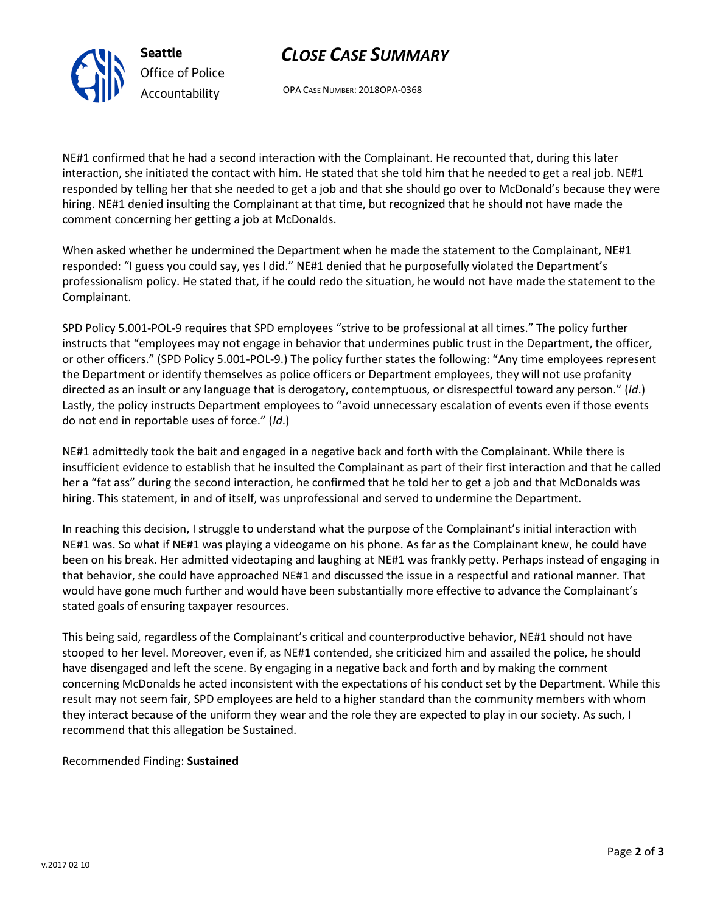NE#1 confirmed that he had a second interaction with the Complainant. He recounted that, during this later interaction, she initiated the contact with him. He stated that she told him that he needed to get a real job. NE#1 responded by telling her that she needed to get a job and that she should go over to McDonald's because they were hiring. NE#1 denied insulting the Complainant at that time, but recognized that he should not have made the comment concerning her getting a job at McDonalds.

When asked whether he undermined the Department when he made the statement to the Complainant, NE#1 responded: "I guess you could say, yes I did." NE#1 denied that he purposefully violated the Department's professionalism policy. He stated that, if he could redo the situation, he would not have made the statement to the Complainant.

SPD Policy 5.001-POL-9 requires that SPD employees "strive to be professional at all times." The policy further instructs that "employees may not engage in behavior that undermines public trust in the Department, the officer, or other officers." (SPD Policy 5.001-POL-9.) The policy further states the following: "Any time employees represent the Department or identify themselves as police officers or Department employees, they will not use profanity directed as an insult or any language that is derogatory, contemptuous, or disrespectful toward any person." (*Id*.) Lastly, the policy instructs Department employees to "avoid unnecessary escalation of events even if those events do not end in reportable uses of force." (*Id*.)

NE#1 admittedly took the bait and engaged in a negative back and forth with the Complainant. While there is insufficient evidence to establish that he insulted the Complainant as part of their first interaction and that he called her a "fat ass" during the second interaction, he confirmed that he told her to get a job and that McDonalds was hiring. This statement, in and of itself, was unprofessional and served to undermine the Department.

In reaching this decision, I struggle to understand what the purpose of the Complainant's initial interaction with NE#1 was. So what if NE#1 was playing a videogame on his phone. As far as the Complainant knew, he could have been on his break. Her admitted videotaping and laughing at NE#1 was frankly petty. Perhaps instead of engaging in that behavior, she could have approached NE#1 and discussed the issue in a respectful and rational manner. That would have gone much further and would have been substantially more effective to advance the Complainant's stated goals of ensuring taxpayer resources.

This being said, regardless of the Complainant's critical and counterproductive behavior, NE#1 should not have stooped to her level. Moreover, even if, as NE#1 contended, she criticized him and assailed the police, he should have disengaged and left the scene. By engaging in a negative back and forth and by making the comment concerning McDonalds he acted inconsistent with the expectations of his conduct set by the Department. While this result may not seem fair, SPD employees are held to a higher standard than the community members with whom they interact because of the uniform they wear and the role they are expected to play in our society. As such, I recommend that this allegation be Sustained.

Recommended Finding: **Sustained**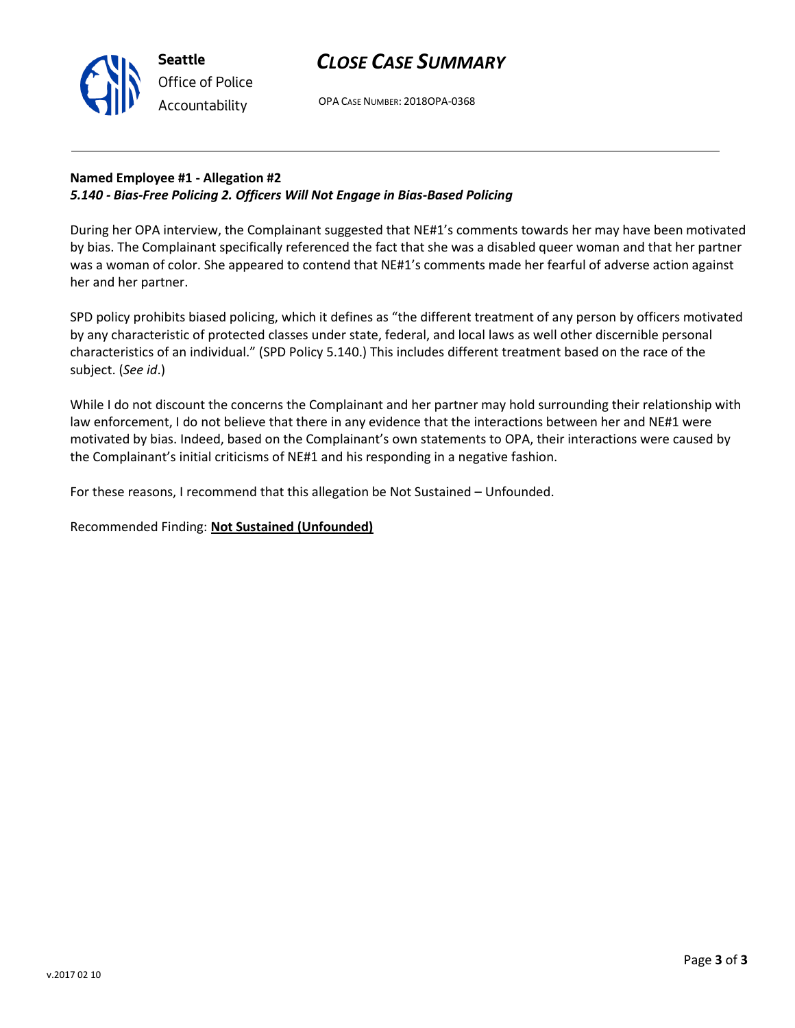**Named Employee #1 - Allegation #2**
***5.140 - Bias-Free Policing 2. Officers Will Not Engage in Bias-Based Policing***

During her OPA interview, the Complainant suggested that NE#1's comments towards her may have been motivated by bias. The Complainant specifically referenced the fact that she was a disabled queer woman and that her partner was a woman of color. She appeared to contend that NE#1's comments made her fearful of adverse action against her and her partner.

SPD policy prohibits biased policing, which it defines as "the different treatment of any person by officers motivated by any characteristic of protected classes under state, federal, and local laws as well other discernible personal characteristics of an individual." (SPD Policy 5.140.) This includes different treatment based on the race of the subject. (*See id*.)

While I do not discount the concerns the Complainant and her partner may hold surrounding their relationship with law enforcement, I do not believe that there in any evidence that the interactions between her and NE#1 were motivated by bias. Indeed, based on the Complainant's own statements to OPA, their interactions were caused by the Complainant's initial criticisms of NE#1 and his responding in a negative fashion.

For these reasons, I recommend that this allegation be Not Sustained – Unfounded.

Recommended Finding: **Not Sustained (Unfounded)**